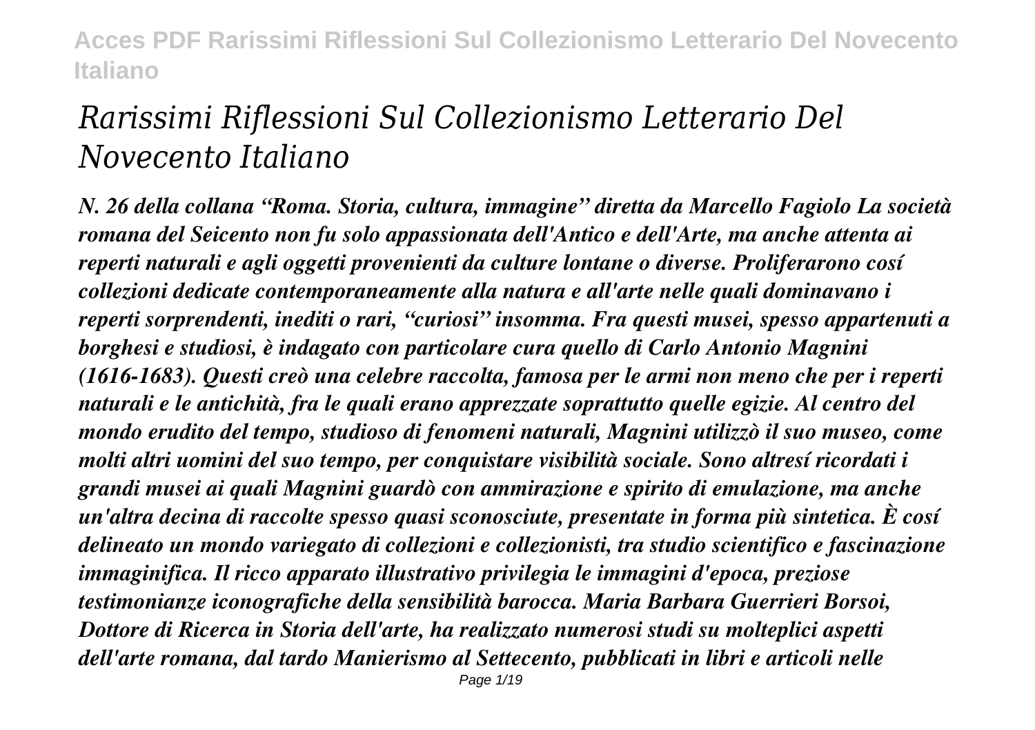# *Rarissimi Riflessioni Sul Collezionismo Letterario Del Novecento Italiano*

***N. 26 della collana "Roma. Storia, cultura, immagine" diretta da Marcello Fagiolo La società romana del Seicento non fu solo appassionata dell'Antico e dell'Arte, ma anche attenta ai reperti naturali e agli oggetti provenienti da culture lontane o diverse. Proliferarono cosí collezioni dedicate contemporaneamente alla natura e all'arte nelle quali dominavano i reperti sorprendenti, inediti o rari, "curiosi" insomma. Fra questi musei, spesso appartenuti a borghesi e studiosi, è indagato con particolare cura quello di Carlo Antonio Magnini (1616-1683). Questi creò una celebre raccolta, famosa per le armi non meno che per i reperti naturali e le antichità, fra le quali erano apprezzate soprattutto quelle egizie. Al centro del mondo erudito del tempo, studioso di fenomeni naturali, Magnini utilizzò il suo museo, come molti altri uomini del suo tempo, per conquistare visibilità sociale. Sono altresí ricordati i grandi musei ai quali Magnini guardò con ammirazione e spirito di emulazione, ma anche un'altra decina di raccolte spesso quasi sconosciute, presentate in forma più sintetica. È cosí delineato un mondo variegato di collezioni e collezionisti, tra studio scientifico e fascinazione immaginifica. Il ricco apparato illustrativo privilegia le immagini d'epoca, preziose testimonianze iconografiche della sensibilità barocca. Maria Barbara Guerrieri Borsoi, Dottore di Ricerca in Storia dell'arte, ha realizzato numerosi studi su molteplici aspetti dell'arte romana, dal tardo Manierismo al Settecento, pubblicati in libri e articoli nelle***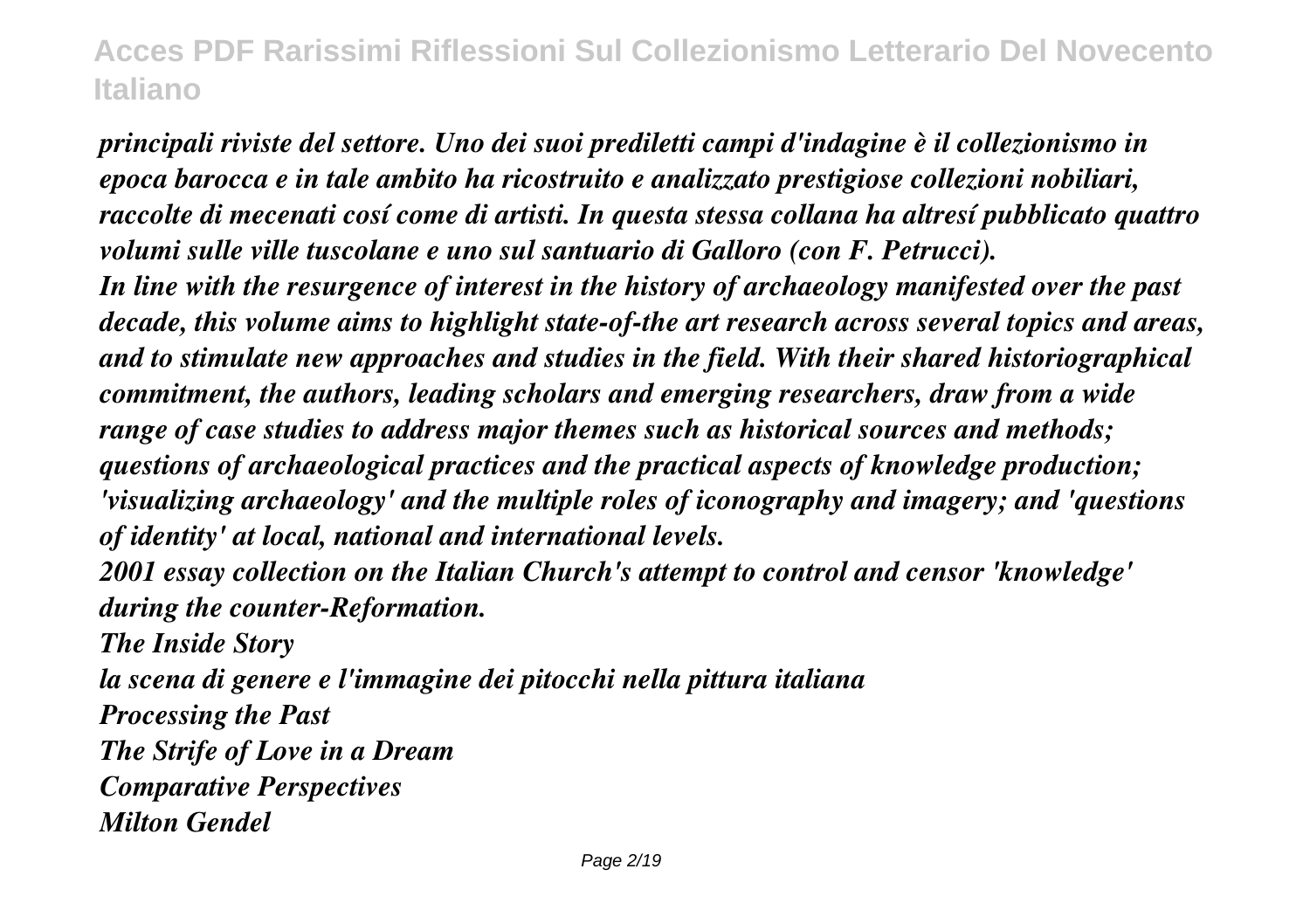*principali riviste del settore. Uno dei suoi prediletti campi d'indagine è il collezionismo in epoca barocca e in tale ambito ha ricostruito e analizzato prestigiose collezioni nobiliari, raccolte di mecenati cosí come di artisti. In questa stessa collana ha altresí pubblicato quattro volumi sulle ville tuscolane e uno sul santuario di Galloro (con F. Petrucci).*

*In line with the resurgence of interest in the history of archaeology manifested over the past decade, this volume aims to highlight state-of-the art research across several topics and areas, and to stimulate new approaches and studies in the field. With their shared historiographical commitment, the authors, leading scholars and emerging researchers, draw from a wide range of case studies to address major themes such as historical sources and methods; questions of archaeological practices and the practical aspects of knowledge production; 'visualizing archaeology' and the multiple roles of iconography and imagery; and 'questions of identity' at local, national and international levels.*

*2001 essay collection on the Italian Church's attempt to control and censor 'knowledge' during the counter-Reformation.*

*The Inside Story*

*la scena di genere e l'immagine dei pitocchi nella pittura italiana*

*Processing the Past*

*The Strife of Love in a Dream*

*Comparative Perspectives*

*Milton Gendel*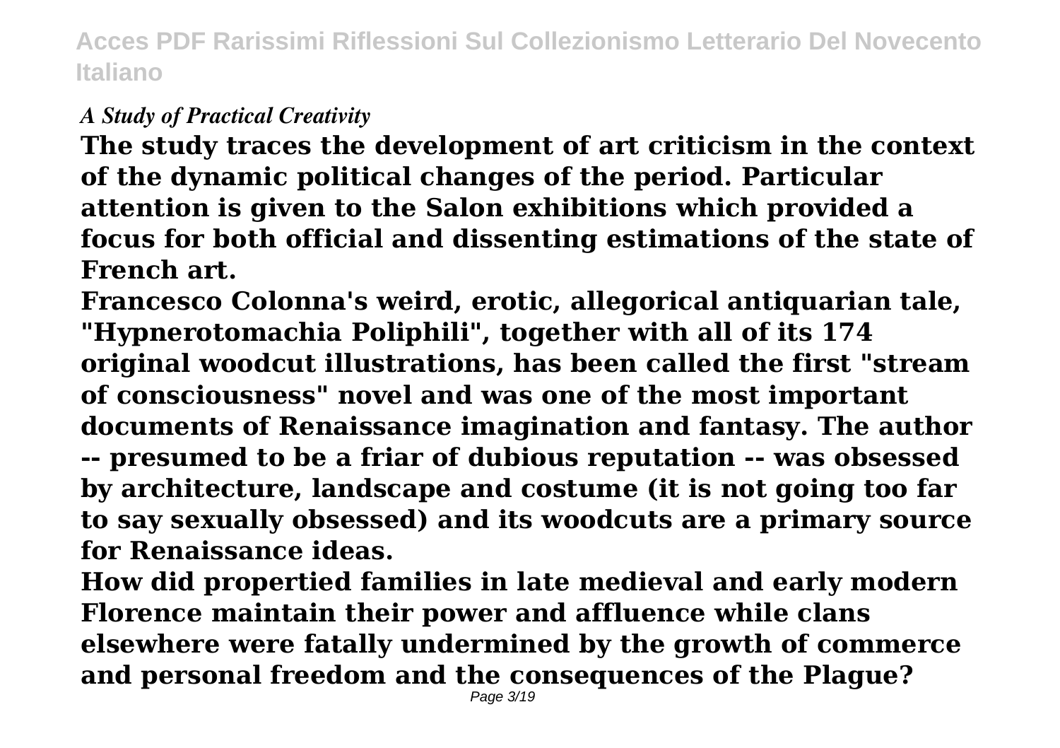*A Study of Practical Creativity*

**The study traces the development of art criticism in the context of the dynamic political changes of the period. Particular attention is given to the Salon exhibitions which provided a focus for both official and dissenting estimations of the state of French art.**

**Francesco Colonna's weird, erotic, allegorical antiquarian tale, "Hypnerotomachia Poliphili", together with all of its 174 original woodcut illustrations, has been called the first "stream of consciousness" novel and was one of the most important documents of Renaissance imagination and fantasy. The author -- presumed to be a friar of dubious reputation -- was obsessed by architecture, landscape and costume (it is not going too far to say sexually obsessed) and its woodcuts are a primary source for Renaissance ideas.**

**How did propertied families in late medieval and early modern Florence maintain their power and affluence while clans elsewhere were fatally undermined by the growth of commerce and personal freedom and the consequences of the Plague?**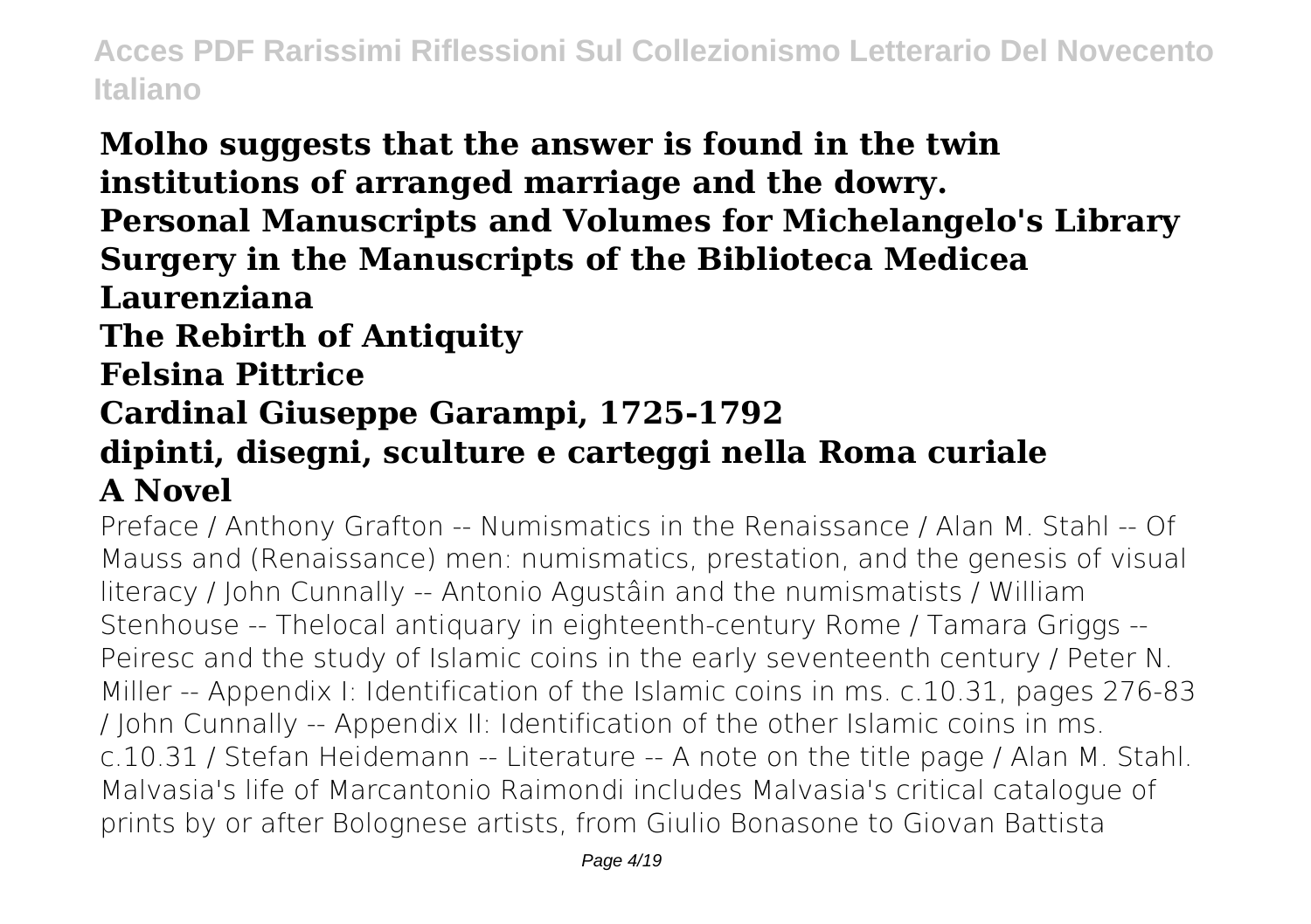**Molho suggests that the answer is found in the twin institutions of arranged marriage and the dowry.**
**Personal Manuscripts and Volumes for Michelangelo's Library**
**Surgery in the Manuscripts of the Biblioteca Medicea Laurenziana**
**The Rebirth of Antiquity**
**Felsina Pittrice**
**Cardinal Giuseppe Garampi, 1725-1792**
**dipinti, disegni, sculture e carteggi nella Roma curiale**
**A Novel**

Preface / Anthony Grafton -- Numismatics in the Renaissance / Alan M. Stahl -- Of Mauss and (Renaissance) men: numismatics, prestation, and the genesis of visual literacy / John Cunnally -- Antonio Agustâin and the numismatists / William Stenhouse -- Thelocal antiquary in eighteenth-century Rome / Tamara Griggs -- Peiresc and the study of Islamic coins in the early seventeenth century / Peter N. Miller -- Appendix I: Identification of the Islamic coins in ms. c.10.31, pages 276-83 / John Cunnally -- Appendix II: Identification of the other Islamic coins in ms. c.10.31 / Stefan Heidemann -- Literature -- A note on the title page / Alan M. Stahl.
Malvasia's life of Marcantonio Raimondi includes Malvasia's critical catalogue of prints by or after Bolognese artists, from Giulio Bonasone to Giovan Battista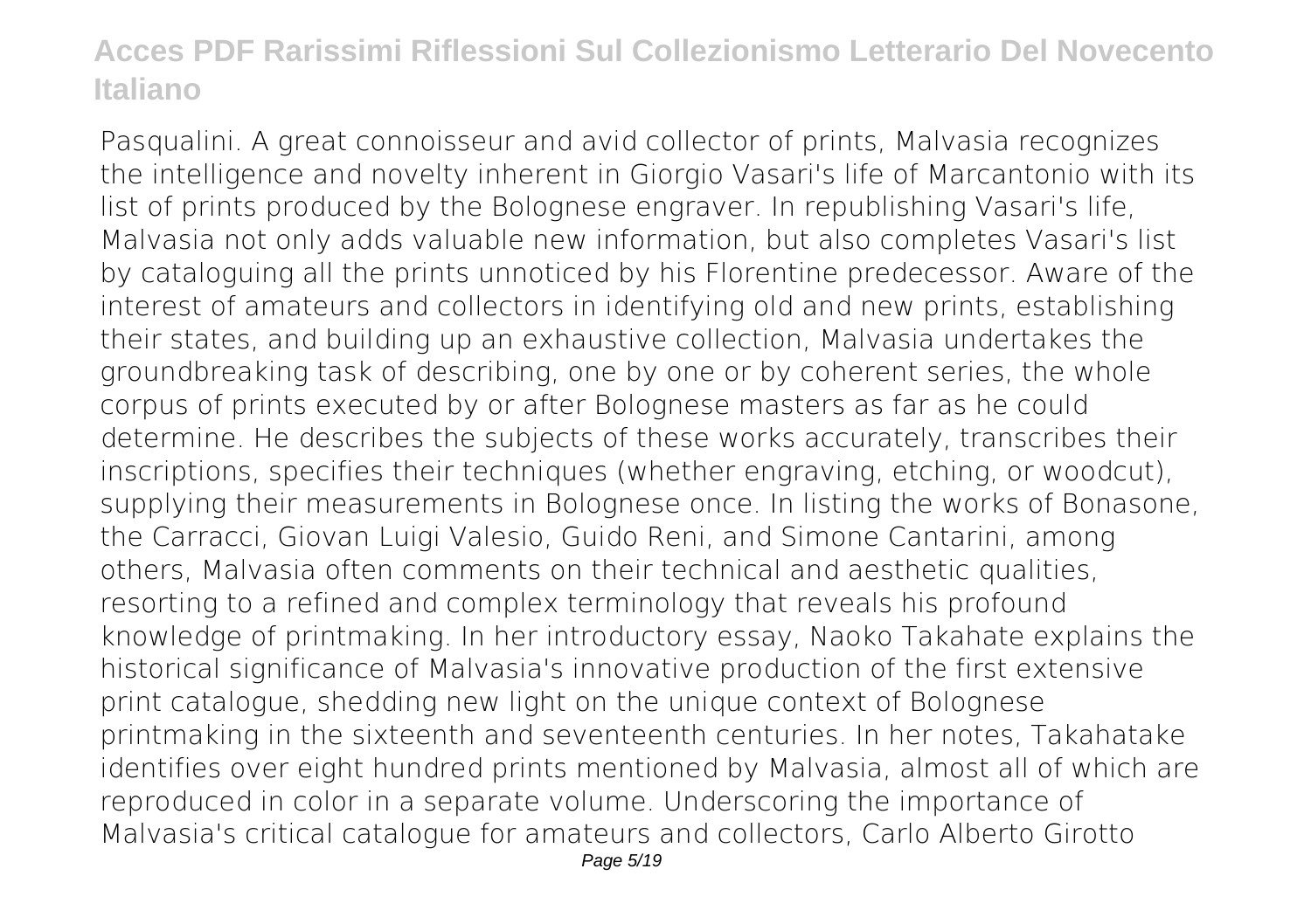Pasqualini. A great connoisseur and avid collector of prints, Malvasia recognizes the intelligence and novelty inherent in Giorgio Vasari's life of Marcantonio with its list of prints produced by the Bolognese engraver. In republishing Vasari's life, Malvasia not only adds valuable new information, but also completes Vasari's list by cataloguing all the prints unnoticed by his Florentine predecessor. Aware of the interest of amateurs and collectors in identifying old and new prints, establishing their states, and building up an exhaustive collection, Malvasia undertakes the groundbreaking task of describing, one by one or by coherent series, the whole corpus of prints executed by or after Bolognese masters as far as he could determine. He describes the subjects of these works accurately, transcribes their inscriptions, specifies their techniques (whether engraving, etching, or woodcut), supplying their measurements in Bolognese once. In listing the works of Bonasone, the Carracci, Giovan Luigi Valesio, Guido Reni, and Simone Cantarini, among others, Malvasia often comments on their technical and aesthetic qualities, resorting to a refined and complex terminology that reveals his profound knowledge of printmaking. In her introductory essay, Naoko Takahate explains the historical significance of Malvasia's innovative production of the first extensive print catalogue, shedding new light on the unique context of Bolognese printmaking in the sixteenth and seventeenth centuries. In her notes, Takahatake identifies over eight hundred prints mentioned by Malvasia, almost all of which are reproduced in color in a separate volume. Underscoring the importance of Malvasia's critical catalogue for amateurs and collectors, Carlo Alberto Girotto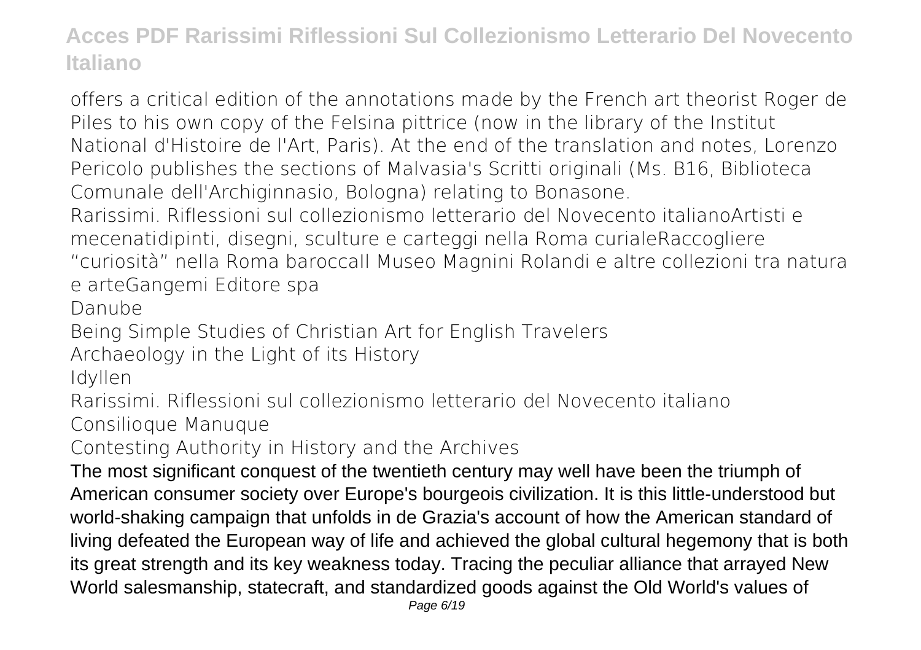offers a critical edition of the annotations made by the French art theorist Roger de Piles to his own copy of the Felsina pittrice (now in the library of the Institut National d'Histoire de l'Art, Paris). At the end of the translation and notes, Lorenzo Pericolo publishes the sections of Malvasia's Scritti originali (Ms. B16, Biblioteca Comunale dell'Archiginnasio, Bologna) relating to Bonasone.

Rarissimi. Riflessioni sul collezionismo letterario del Novecento italianoArtisti e mecenatidipinti, disegni, sculture e carteggi nella Roma curialeRaccogliere "curiosità" nella Roma baroccaIl Museo Magnini Rolandi e altre collezioni tra natura e arteGangemi Editore spa

Danube

Being Simple Studies of Christian Art for English Travelers

Archaeology in the Light of its History

Idyllen

Rarissimi. Riflessioni sul collezionismo letterario del Novecento italiano

Consilioque Manuque

Contesting Authority in History and the Archives

The most significant conquest of the twentieth century may well have been the triumph of American consumer society over Europe's bourgeois civilization. It is this little-understood but world-shaking campaign that unfolds in de Grazia's account of how the American standard of living defeated the European way of life and achieved the global cultural hegemony that is both its great strength and its key weakness today. Tracing the peculiar alliance that arrayed New World salesmanship, statecraft, and standardized goods against the Old World's values of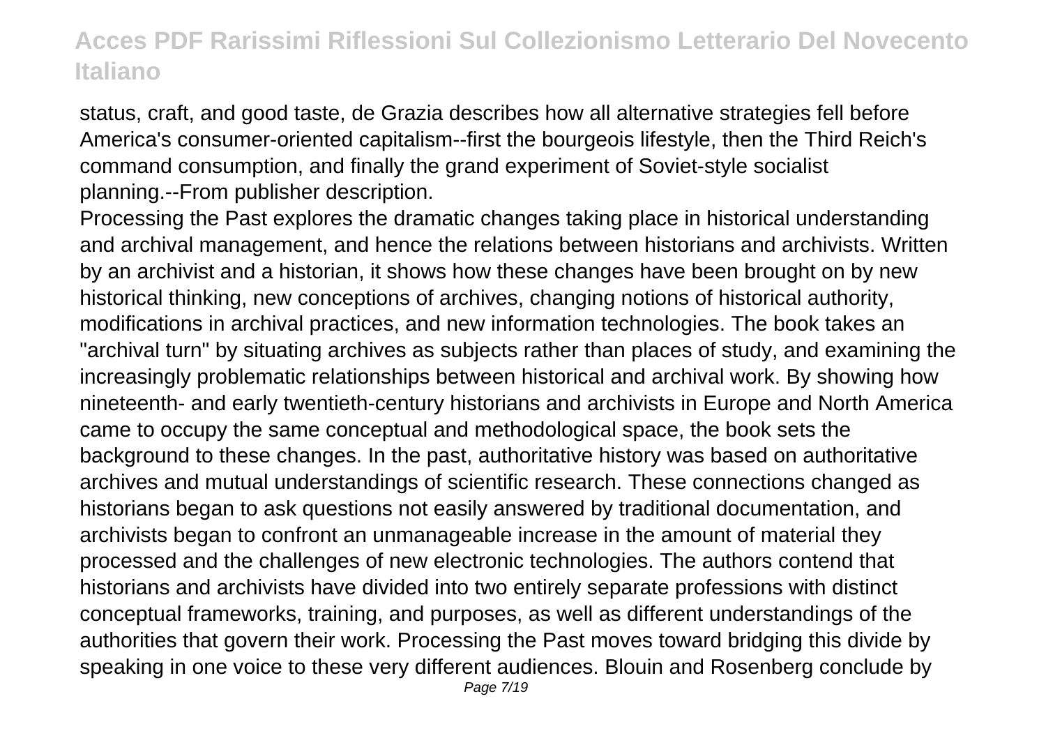status, craft, and good taste, de Grazia describes how all alternative strategies fell before America's consumer-oriented capitalism--first the bourgeois lifestyle, then the Third Reich's command consumption, and finally the grand experiment of Soviet-style socialist planning.--From publisher description.

Processing the Past explores the dramatic changes taking place in historical understanding and archival management, and hence the relations between historians and archivists. Written by an archivist and a historian, it shows how these changes have been brought on by new historical thinking, new conceptions of archives, changing notions of historical authority, modifications in archival practices, and new information technologies. The book takes an "archival turn" by situating archives as subjects rather than places of study, and examining the increasingly problematic relationships between historical and archival work. By showing how nineteenth- and early twentieth-century historians and archivists in Europe and North America came to occupy the same conceptual and methodological space, the book sets the background to these changes. In the past, authoritative history was based on authoritative archives and mutual understandings of scientific research. These connections changed as historians began to ask questions not easily answered by traditional documentation, and archivists began to confront an unmanageable increase in the amount of material they processed and the challenges of new electronic technologies. The authors contend that historians and archivists have divided into two entirely separate professions with distinct conceptual frameworks, training, and purposes, as well as different understandings of the authorities that govern their work. Processing the Past moves toward bridging this divide by speaking in one voice to these very different audiences. Blouin and Rosenberg conclude by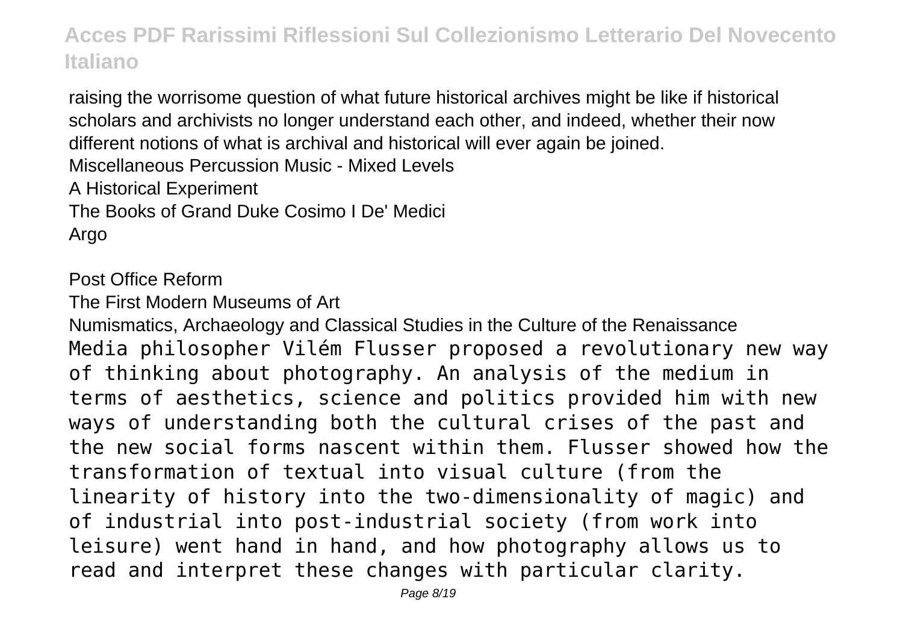raising the worrisome question of what future historical archives might be like if historical scholars and archivists no longer understand each other, and indeed, whether their now different notions of what is archival and historical will ever again be joined.

Miscellaneous Percussion Music - Mixed Levels

A Historical Experiment

The Books of Grand Duke Cosimo I De' Medici

Argo

Post Office Reform

The First Modern Museums of Art

Numismatics, Archaeology and Classical Studies in the Culture of the Renaissance

Media philosopher Vilém Flusser proposed a revolutionary new way of thinking about photography. An analysis of the medium in terms of aesthetics, science and politics provided him with new ways of understanding both the cultural crises of the past and the new social forms nascent within them. Flusser showed how the transformation of textual into visual culture (from the linearity of history into the two-dimensionality of magic) and of industrial into post-industrial society (from work into leisure) went hand in hand, and how photography allows us to read and interpret these changes with particular clarity.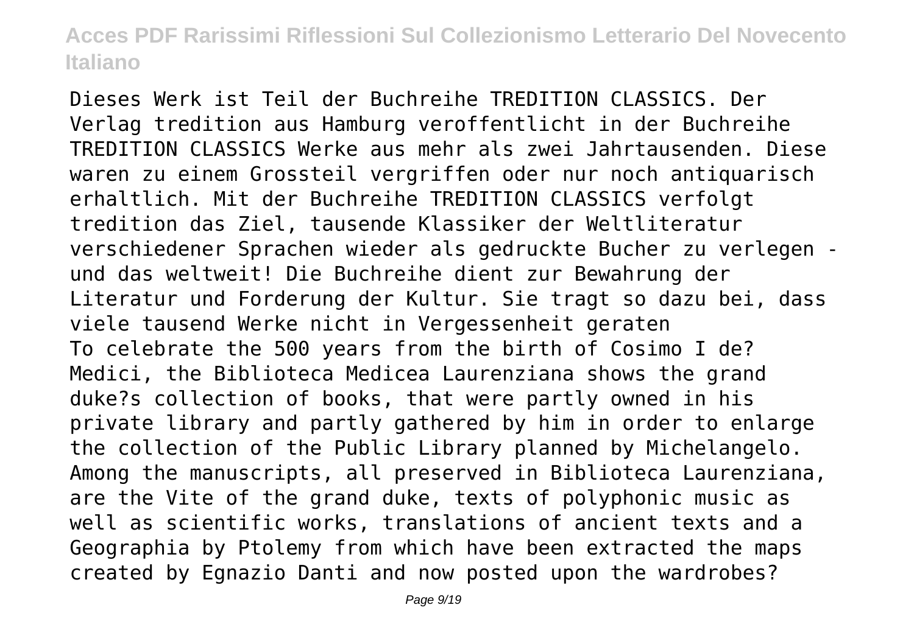Dieses Werk ist Teil der Buchreihe TREDITION CLASSICS. Der Verlag tredition aus Hamburg veroffentlicht in der Buchreihe TREDITION CLASSICS Werke aus mehr als zwei Jahrtausenden. Diese waren zu einem Grossteil vergriffen oder nur noch antiquarisch erhaltlich. Mit der Buchreihe TREDITION CLASSICS verfolgt tredition das Ziel, tausende Klassiker der Weltliteratur verschiedener Sprachen wieder als gedruckte Bucher zu verlegen - und das weltweit! Die Buchreihe dient zur Bewahrung der Literatur und Forderung der Kultur. Sie tragt so dazu bei, dass viele tausend Werke nicht in Vergessenheit geraten

To celebrate the 500 years from the birth of Cosimo I de? Medici, the Biblioteca Medicea Laurenziana shows the grand duke?s collection of books, that were partly owned in his private library and partly gathered by him in order to enlarge the collection of the Public Library planned by Michelangelo. Among the manuscripts, all preserved in Biblioteca Laurenziana, are the Vite of the grand duke, texts of polyphonic music as well as scientific works, translations of ancient texts and a Geographia by Ptolemy from which have been extracted the maps created by Egnazio Danti and now posted upon the wardrobes?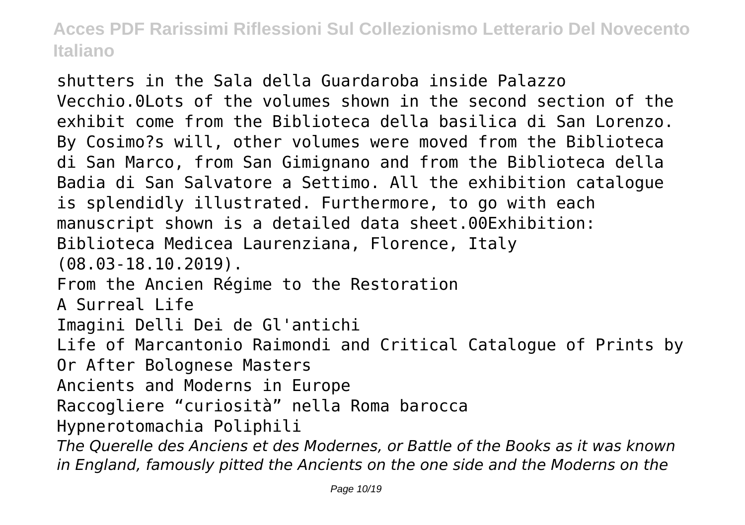shutters in the Sala della Guardaroba inside Palazzo Vecchio.0Lots of the volumes shown in the second section of the exhibit come from the Biblioteca della basilica di San Lorenzo. By Cosimo?s will, other volumes were moved from the Biblioteca di San Marco, from San Gimignano and from the Biblioteca della Badia di San Salvatore a Settimo. All the exhibition catalogue is splendidly illustrated. Furthermore, to go with each manuscript shown is a detailed data sheet.00Exhibition: Biblioteca Medicea Laurenziana, Florence, Italy (08.03-18.10.2019).

From the Ancien Régime to the Restoration

A Surreal Life

Imagini Delli Dei de Gl'antichi

Life of Marcantonio Raimondi and Critical Catalogue of Prints by Or After Bolognese Masters

Ancients and Moderns in Europe

Raccogliere "curiosità" nella Roma barocca

Hypnerotomachia Poliphili

*The Querelle des Anciens et des Modernes, or Battle of the Books as it was known in England, famously pitted the Ancients on the one side and the Moderns on the*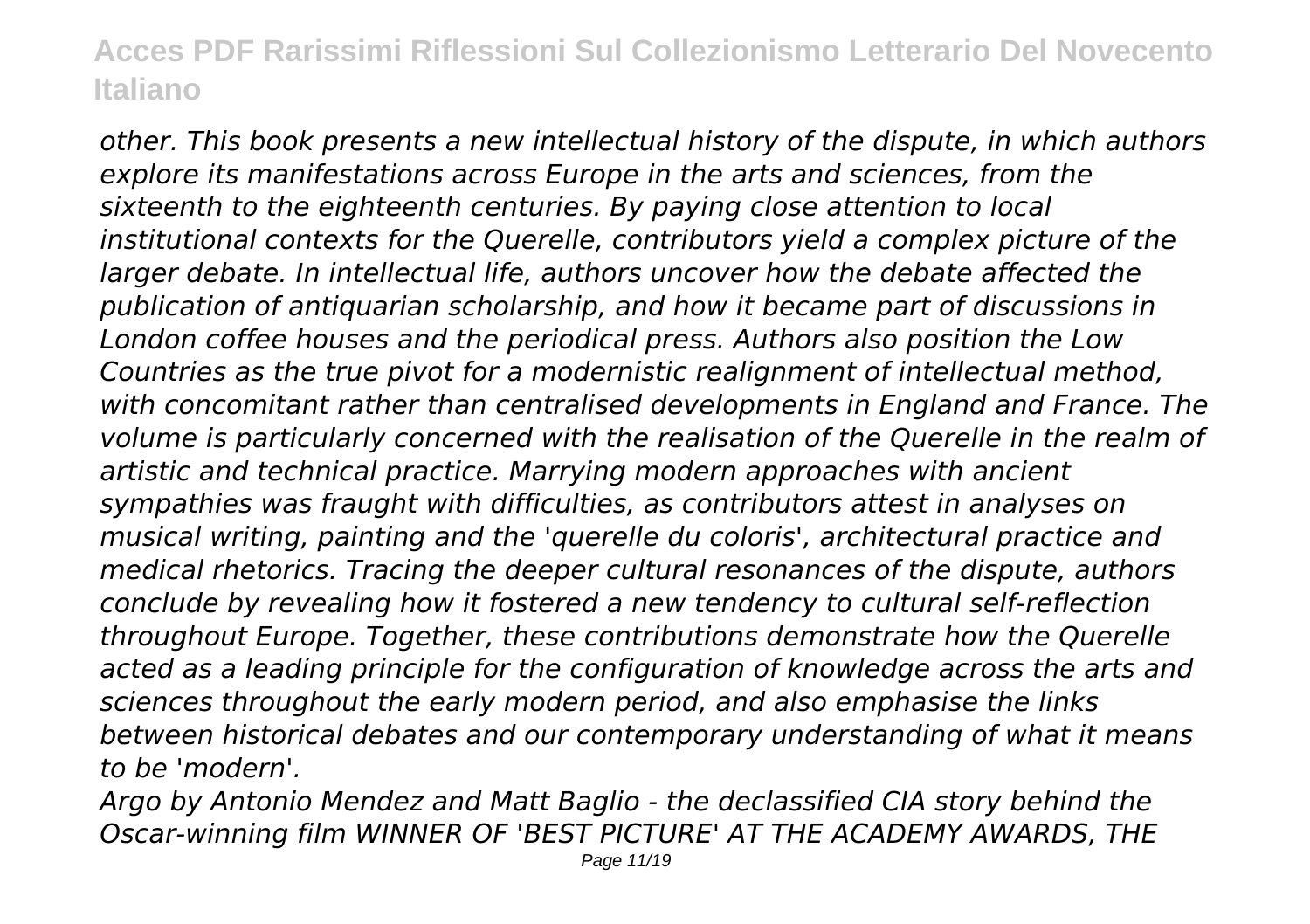*other. This book presents a new intellectual history of the dispute, in which authors explore its manifestations across Europe in the arts and sciences, from the sixteenth to the eighteenth centuries. By paying close attention to local institutional contexts for the Querelle, contributors yield a complex picture of the larger debate. In intellectual life, authors uncover how the debate affected the publication of antiquarian scholarship, and how it became part of discussions in London coffee houses and the periodical press. Authors also position the Low Countries as the true pivot for a modernistic realignment of intellectual method, with concomitant rather than centralised developments in England and France. The volume is particularly concerned with the realisation of the Querelle in the realm of artistic and technical practice. Marrying modern approaches with ancient sympathies was fraught with difficulties, as contributors attest in analyses on musical writing, painting and the 'querelle du coloris', architectural practice and medical rhetorics. Tracing the deeper cultural resonances of the dispute, authors conclude by revealing how it fostered a new tendency to cultural self-reflection throughout Europe. Together, these contributions demonstrate how the Querelle acted as a leading principle for the configuration of knowledge across the arts and sciences throughout the early modern period, and also emphasise the links between historical debates and our contemporary understanding of what it means to be 'modern'.*

*Argo by Antonio Mendez and Matt Baglio - the declassified CIA story behind the Oscar-winning film WINNER OF 'BEST PICTURE' AT THE ACADEMY AWARDS, THE*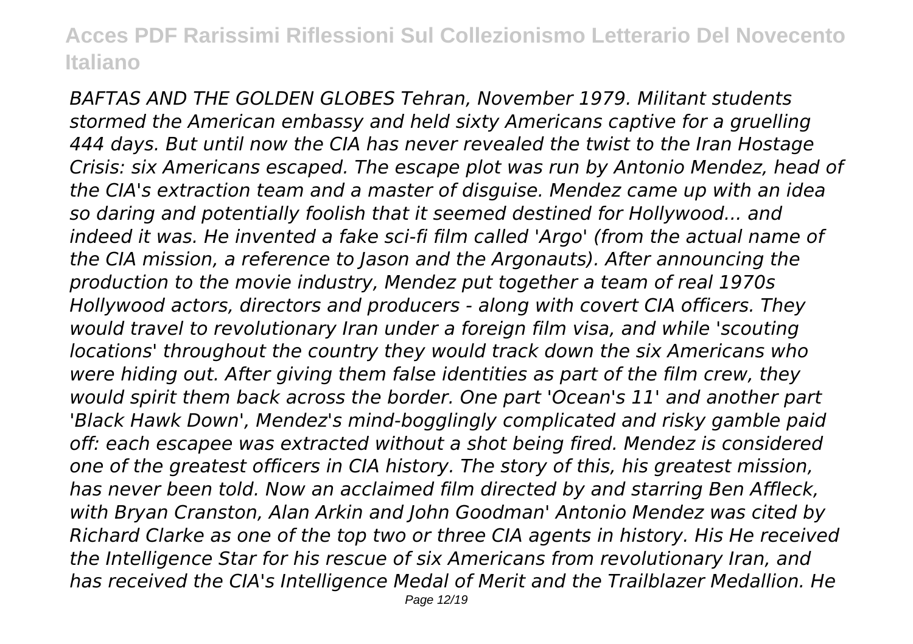*BAFTAS AND THE GOLDEN GLOBES Tehran, November 1979. Militant students stormed the American embassy and held sixty Americans captive for a gruelling 444 days. But until now the CIA has never revealed the twist to the Iran Hostage Crisis: six Americans escaped. The escape plot was run by Antonio Mendez, head of the CIA's extraction team and a master of disguise. Mendez came up with an idea so daring and potentially foolish that it seemed destined for Hollywood... and indeed it was. He invented a fake sci-fi film called 'Argo' (from the actual name of the CIA mission, a reference to Jason and the Argonauts). After announcing the production to the movie industry, Mendez put together a team of real 1970s Hollywood actors, directors and producers - along with covert CIA officers. They would travel to revolutionary Iran under a foreign film visa, and while 'scouting locations' throughout the country they would track down the six Americans who were hiding out. After giving them false identities as part of the film crew, they would spirit them back across the border. One part 'Ocean's 11' and another part 'Black Hawk Down', Mendez's mind-bogglingly complicated and risky gamble paid off: each escapee was extracted without a shot being fired. Mendez is considered one of the greatest officers in CIA history. The story of this, his greatest mission, has never been told. Now an acclaimed film directed by and starring Ben Affleck, with Bryan Cranston, Alan Arkin and John Goodman' Antonio Mendez was cited by Richard Clarke as one of the top two or three CIA agents in history. His He received the Intelligence Star for his rescue of six Americans from revolutionary Iran, and has received the CIA's Intelligence Medal of Merit and the Trailblazer Medallion. He*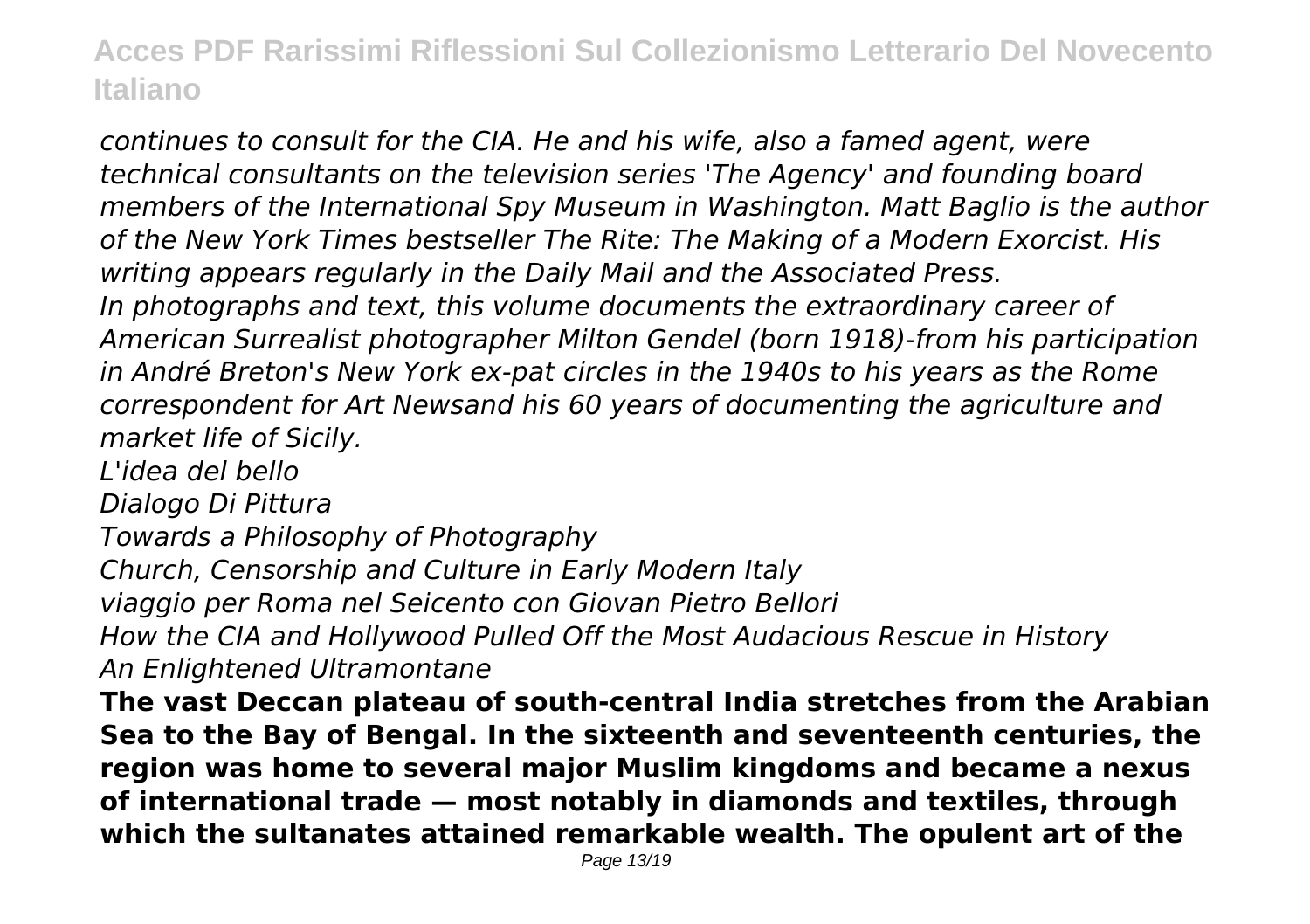*continues to consult for the CIA. He and his wife, also a famed agent, were technical consultants on the television series 'The Agency' and founding board members of the International Spy Museum in Washington. Matt Baglio is the author of the New York Times bestseller The Rite: The Making of a Modern Exorcist. His writing appears regularly in the Daily Mail and the Associated Press.*

*In photographs and text, this volume documents the extraordinary career of American Surrealist photographer Milton Gendel (born 1918)-from his participation in André Breton's New York ex-pat circles in the 1940s to his years as the Rome correspondent for Art Newsand his 60 years of documenting the agriculture and market life of Sicily.*

*L'idea del bello*

*Dialogo Di Pittura*

*Towards a Philosophy of Photography*

*Church, Censorship and Culture in Early Modern Italy*

*viaggio per Roma nel Seicento con Giovan Pietro Bellori*

*How the CIA and Hollywood Pulled Off the Most Audacious Rescue in History*

*An Enlightened Ultramontane*

**The vast Deccan plateau of south-central India stretches from the Arabian Sea to the Bay of Bengal. In the sixteenth and seventeenth centuries, the region was home to several major Muslim kingdoms and became a nexus of international trade — most notably in diamonds and textiles, through which the sultanates attained remarkable wealth. The opulent art of the**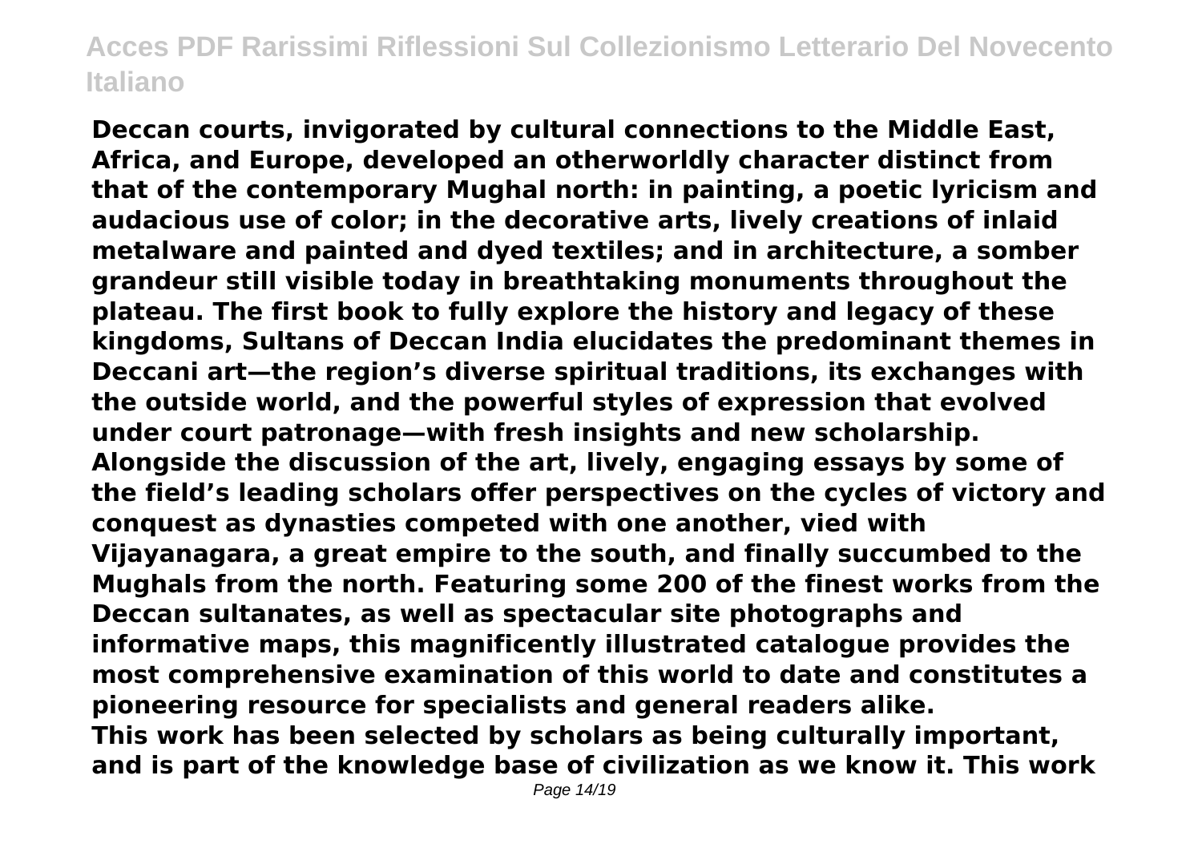Deccan courts, invigorated by cultural connections to the Middle East, Africa, and Europe, developed an otherworldly character distinct from that of the contemporary Mughal north: in painting, a poetic lyricism and audacious use of color; in the decorative arts, lively creations of inlaid metalware and painted and dyed textiles; and in architecture, a somber grandeur still visible today in breathtaking monuments throughout the plateau. The first book to fully explore the history and legacy of these kingdoms, Sultans of Deccan India elucidates the predominant themes in Deccani art—the region's diverse spiritual traditions, its exchanges with the outside world, and the powerful styles of expression that evolved under court patronage—with fresh insights and new scholarship. Alongside the discussion of the art, lively, engaging essays by some of the field's leading scholars offer perspectives on the cycles of victory and conquest as dynasties competed with one another, vied with Vijayanagara, a great empire to the south, and finally succumbed to the Mughals from the north. Featuring some 200 of the finest works from the Deccan sultanates, as well as spectacular site photographs and informative maps, this magnificently illustrated catalogue provides the most comprehensive examination of this world to date and constitutes a pioneering resource for specialists and general readers alike.

This work has been selected by scholars as being culturally important, and is part of the knowledge base of civilization as we know it. This work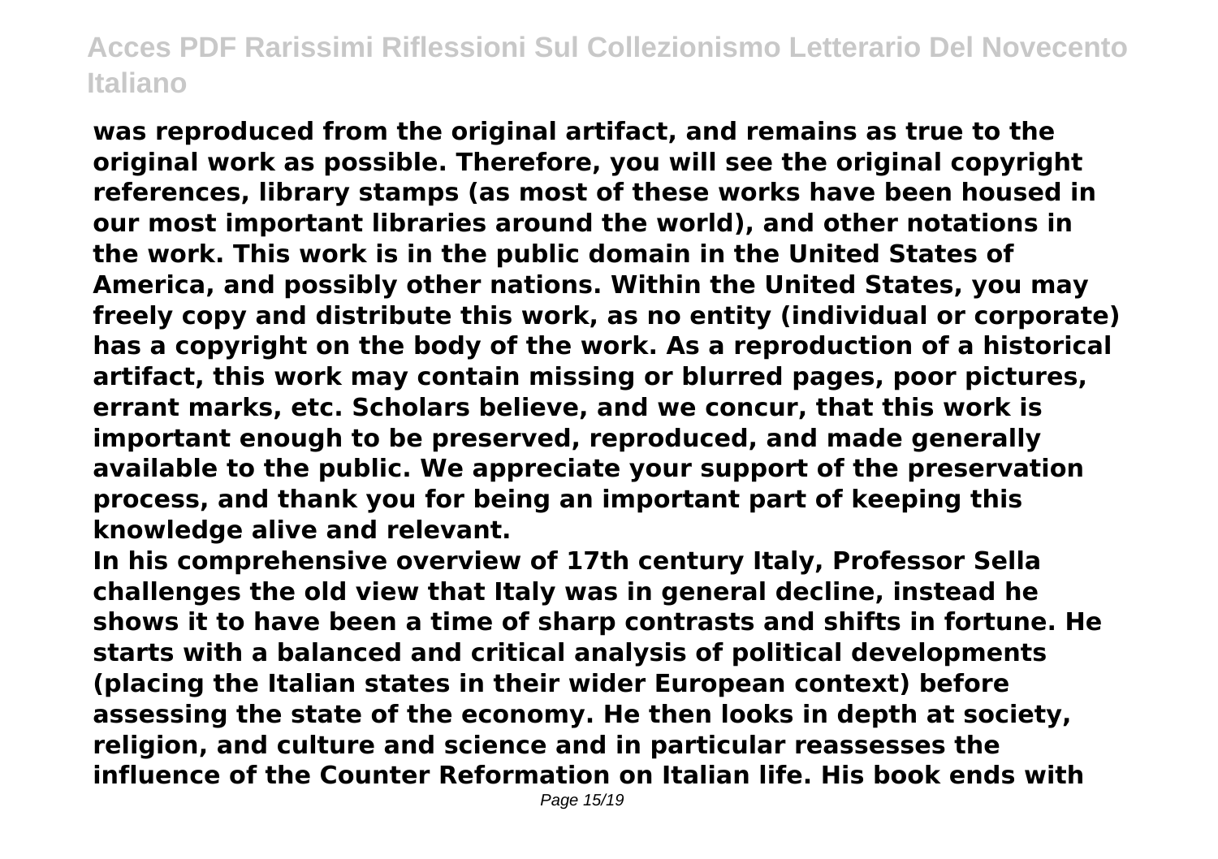**was reproduced from the original artifact, and remains as true to the original work as possible. Therefore, you will see the original copyright references, library stamps (as most of these works have been housed in our most important libraries around the world), and other notations in the work. This work is in the public domain in the United States of America, and possibly other nations. Within the United States, you may freely copy and distribute this work, as no entity (individual or corporate) has a copyright on the body of the work. As a reproduction of a historical artifact, this work may contain missing or blurred pages, poor pictures, errant marks, etc. Scholars believe, and we concur, that this work is important enough to be preserved, reproduced, and made generally available to the public. We appreciate your support of the preservation process, and thank you for being an important part of keeping this knowledge alive and relevant.**

**In his comprehensive overview of 17th century Italy, Professor Sella challenges the old view that Italy was in general decline, instead he shows it to have been a time of sharp contrasts and shifts in fortune. He starts with a balanced and critical analysis of political developments (placing the Italian states in their wider European context) before assessing the state of the economy. He then looks in depth at society, religion, and culture and science and in particular reassesses the influence of the Counter Reformation on Italian life. His book ends with**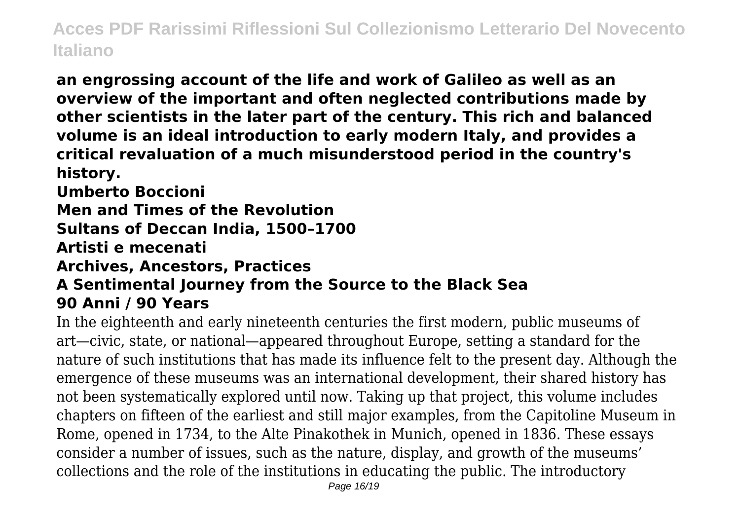**an engrossing account of the life and work of Galileo as well as an overview of the important and often neglected contributions made by other scientists in the later part of the century. This rich and balanced volume is an ideal introduction to early modern Italy, and provides a critical revaluation of a much misunderstood period in the country's history.**

**Umberto Boccioni**

**Men and Times of the Revolution**

**Sultans of Deccan India, 1500–1700**

**Artisti e mecenati**

**Archives, Ancestors, Practices**

**A Sentimental Journey from the Source to the Black Sea**

**90 Anni / 90 Years**

In the eighteenth and early nineteenth centuries the first modern, public museums of art—civic, state, or national—appeared throughout Europe, setting a standard for the nature of such institutions that has made its influence felt to the present day. Although the emergence of these museums was an international development, their shared history has not been systematically explored until now. Taking up that project, this volume includes chapters on fifteen of the earliest and still major examples, from the Capitoline Museum in Rome, opened in 1734, to the Alte Pinakothek in Munich, opened in 1836. These essays consider a number of issues, such as the nature, display, and growth of the museums' collections and the role of the institutions in educating the public. The introductory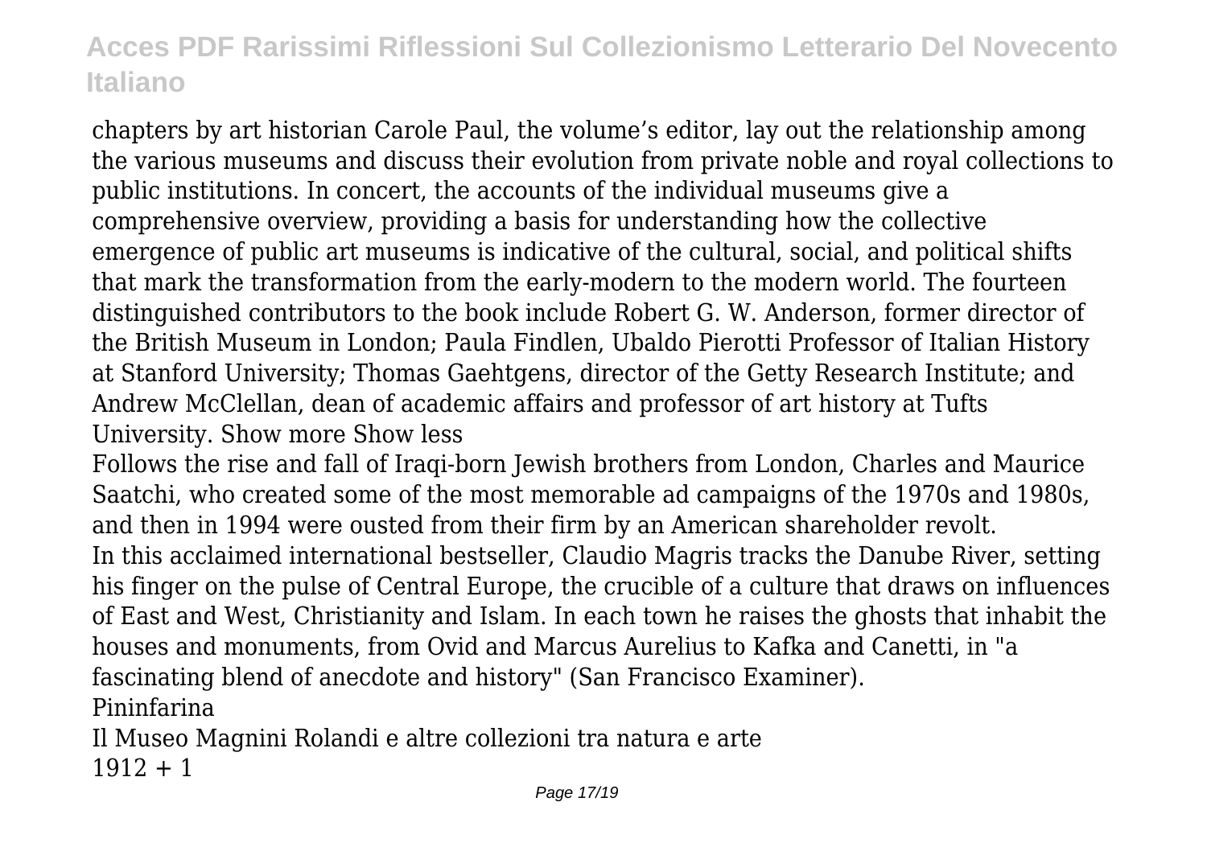chapters by art historian Carole Paul, the volume's editor, lay out the relationship among the various museums and discuss their evolution from private noble and royal collections to public institutions. In concert, the accounts of the individual museums give a comprehensive overview, providing a basis for understanding how the collective emergence of public art museums is indicative of the cultural, social, and political shifts that mark the transformation from the early-modern to the modern world. The fourteen distinguished contributors to the book include Robert G. W. Anderson, former director of the British Museum in London; Paula Findlen, Ubaldo Pierotti Professor of Italian History at Stanford University; Thomas Gaehtgens, director of the Getty Research Institute; and Andrew McClellan, dean of academic affairs and professor of art history at Tufts University. Show more Show less

Follows the rise and fall of Iraqi-born Jewish brothers from London, Charles and Maurice Saatchi, who created some of the most memorable ad campaigns of the 1970s and 1980s, and then in 1994 were ousted from their firm by an American shareholder revolt.

In this acclaimed international bestseller, Claudio Magris tracks the Danube River, setting his finger on the pulse of Central Europe, the crucible of a culture that draws on influences of East and West, Christianity and Islam. In each town he raises the ghosts that inhabit the houses and monuments, from Ovid and Marcus Aurelius to Kafka and Canetti, in "a fascinating blend of anecdote and history" (San Francisco Examiner).

Pininfarina

Il Museo Magnini Rolandi e altre collezioni tra natura e arte

1912 + 1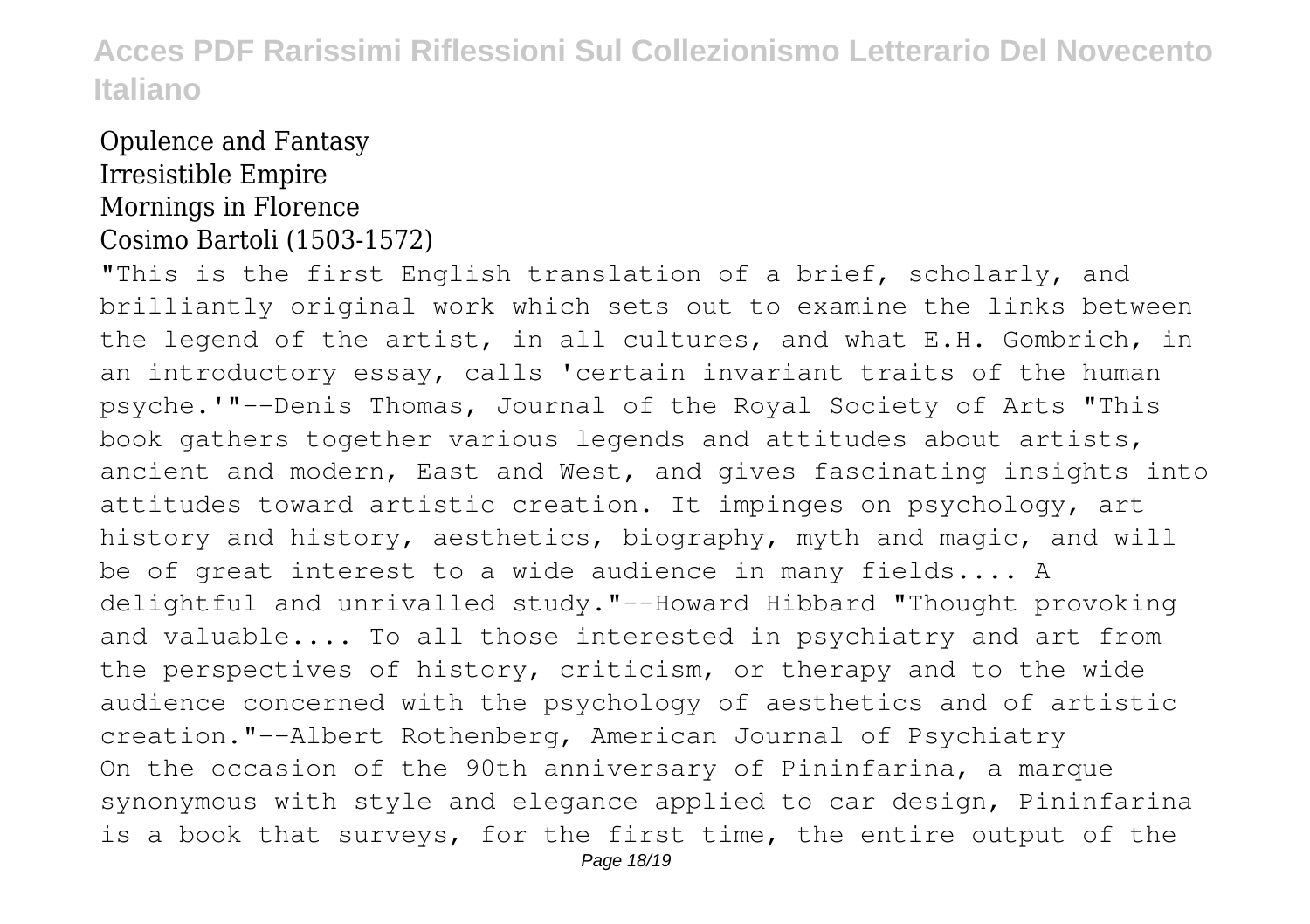Opulence and Fantasy
Irresistible Empire
Mornings in Florence
Cosimo Bartoli (1503-1572)

"This is the first English translation of a brief, scholarly, and brilliantly original work which sets out to examine the links between the legend of the artist, in all cultures, and what E.H. Gombrich, in an introductory essay, calls 'certain invariant traits of the human psyche.'"--Denis Thomas, Journal of the Royal Society of Arts "This book gathers together various legends and attitudes about artists, ancient and modern, East and West, and gives fascinating insights into attitudes toward artistic creation. It impinges on psychology, art history and history, aesthetics, biography, myth and magic, and will be of great interest to a wide audience in many fields.... A delightful and unrivalled study."--Howard Hibbard "Thought provoking and valuable.... To all those interested in psychiatry and art from the perspectives of history, criticism, or therapy and to the wide audience concerned with the psychology of aesthetics and of artistic creation."--Albert Rothenberg, American Journal of Psychiatry

On the occasion of the 90th anniversary of Pininfarina, a marque synonymous with style and elegance applied to car design, Pininfarina is a book that surveys, for the first time, the entire output of the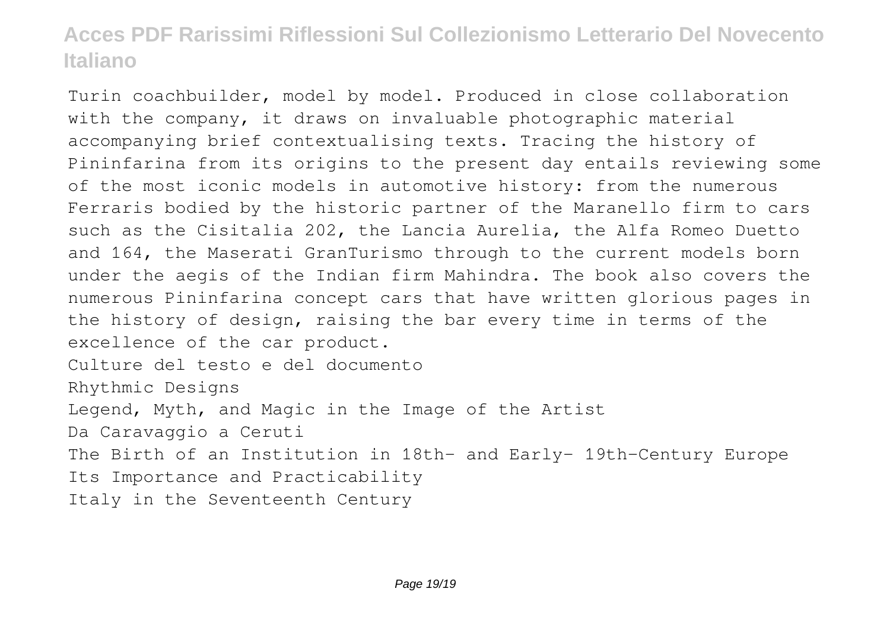Turin coachbuilder, model by model. Produced in close collaboration with the company, it draws on invaluable photographic material accompanying brief contextualising texts. Tracing the history of Pininfarina from its origins to the present day entails reviewing some of the most iconic models in automotive history: from the numerous Ferraris bodied by the historic partner of the Maranello firm to cars such as the Cisitalia 202, the Lancia Aurelia, the Alfa Romeo Duetto and 164, the Maserati GranTurismo through to the current models born under the aegis of the Indian firm Mahindra. The book also covers the numerous Pininfarina concept cars that have written glorious pages in the history of design, raising the bar every time in terms of the excellence of the car product.

Culture del testo e del documento

Rhythmic Designs

Legend, Myth, and Magic in the Image of the Artist

Da Caravaggio a Ceruti

The Birth of an Institution in 18th- and Early- 19th-Century Europe

Its Importance and Practicability

Italy in the Seventeenth Century